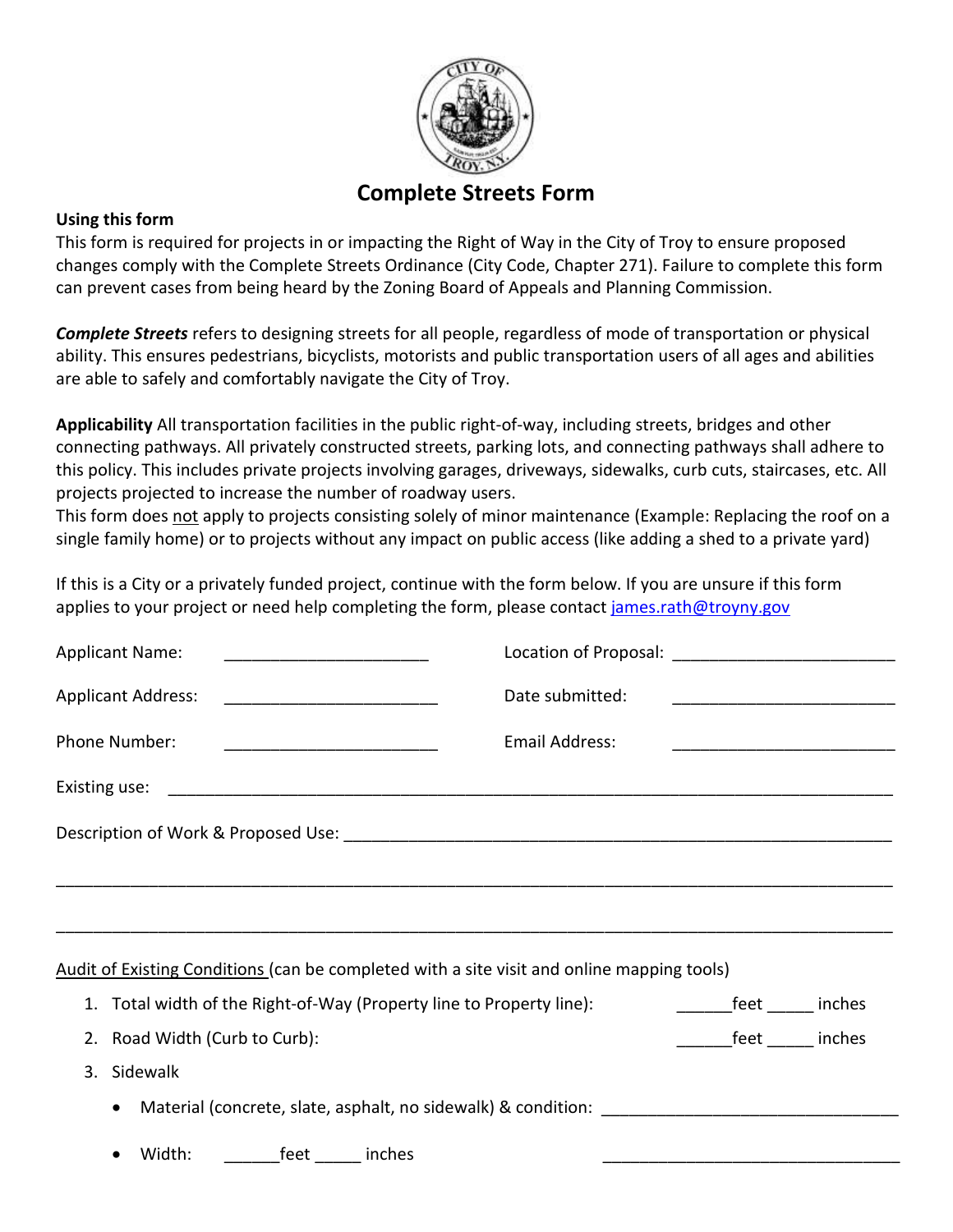# Complete Streets Form

**Using this form**

This form is required for projects in or impacting the Right of Way in the City of Troy to ensure proposed changes comply with the Complete Streets Ordinance (City Code, Chapter 271). Failure to complete this form can prevent cases from being heard by the Zoning Board of Appeals and Planning Commission.

***Complete Streets*** refers to designing streets for all people, regardless of mode of transportation or physical ability. This ensures pedestrians, bicyclists, motorists and public transportation users of all ages and abilities are able to safely and comfortably navigate the City of Troy.

**Applicability** All transportation facilities in the public right-of-way, including streets, bridges and other connecting pathways. All privately constructed streets, parking lots, and connecting pathways shall adhere to this policy. This includes private projects involving garages, driveways, sidewalks, curb cuts, staircases, etc. All projects projected to increase the number of roadway users.

This form does not apply to projects consisting solely of minor maintenance (Example: Replacing the roof on a single family home) or to projects without any impact on public access (like adding a shed to a private yard)

If this is a City or a privately funded project, continue with the form below. If you are unsure if this form applies to your project or need help completing the form, please contact [james.rath@troyny.gov](mailto:james.rath@troyny.gov)

Applicant Name: ______________________ Location of Proposal: ________________________

Applicant Address: _______________________ Date submitted: ________________________

Phone Number: _______________________ Email Address: ________________________

Existing use: ______________________________________________________________________________

Description of Work & Proposed Use: ____________________________________________________________

___________________________________________________________________________________________

___________________________________________________________________________________________

Audit of Existing Conditions (can be completed with a site visit and online mapping tools)

1. Total width of the Right-of-Way (Property line to Property line): ______feet _____ inches
2. Road Width (Curb to Curb): ______feet _____ inches
3. Sidewalk
   - Material (concrete, slate, asphalt, no sidewalk) & condition: ________________________________
   - Width: ______feet _____ inches ________________________________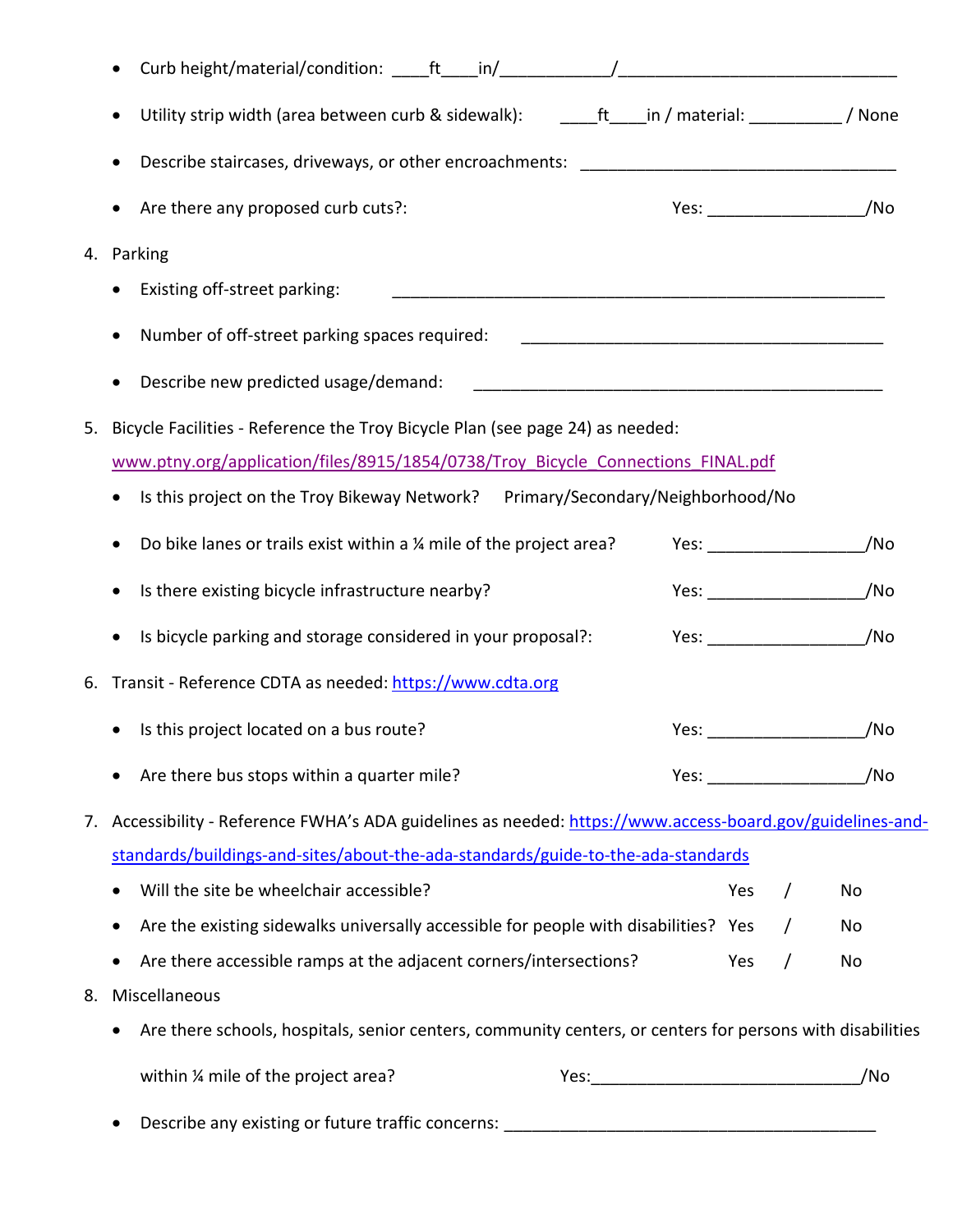- Curb height/material/condition: ____ft____in/____________/_______________________________
- Utility strip width (area between curb & sidewalk): ____ft____in / material: __________ / None
- Describe staircases, driveways, or other encroachments: ___________________________________
- Are there any proposed curb cuts?: Yes: _________________/No

4. Parking
   - Existing off-street parking: _______________________________________________________
   - Number of off-street parking spaces required: ________________________________________
   - Describe new predicted usage/demand: ______________________________________________

5. Bicycle Facilities - Reference the Troy Bicycle Plan (see page 24) as needed:
   www.ptny.org/application/files/8915/1854/0738/Troy_Bicycle_Connections_FINAL.pdf
   - Is this project on the Troy Bikeway Network? Primary/Secondary/Neighborhood/No
   - Do bike lanes or trails exist within a ¼ mile of the project area? Yes: _________________/No
   - Is there existing bicycle infrastructure nearby? Yes: _________________/No
   - Is bicycle parking and storage considered in your proposal?: Yes: _________________/No

6. Transit - Reference CDTA as needed: https://www.cdta.org
   - Is this project located on a bus route? Yes: _________________/No
   - Are there bus stops within a quarter mile? Yes: _________________/No

7. Accessibility - Reference FWHA's ADA guidelines as needed: https://www.access-board.gov/guidelines-and-standards/buildings-and-sites/about-the-ada-standards/guide-to-the-ada-standards
   - Will the site be wheelchair accessible? Yes / No
   - Are the existing sidewalks universally accessible for people with disabilities? Yes / No
   - Are there accessible ramps at the adjacent corners/intersections? Yes / No

8. Miscellaneous
   - Are there schools, hospitals, senior centers, community centers, or centers for persons with disabilities within ¼ mile of the project area? Yes:______________________________/No
   - Describe any existing or future traffic concerns: __________________________________________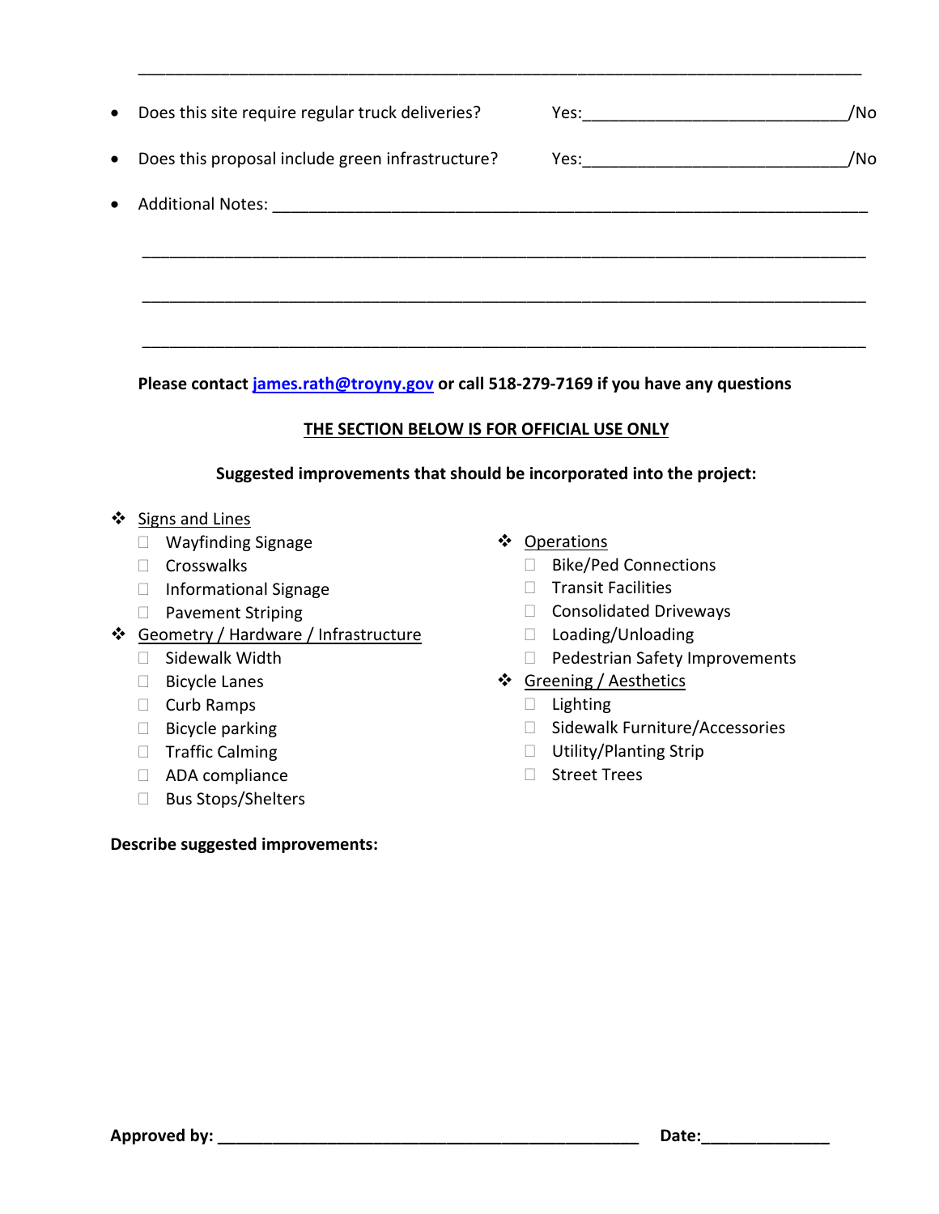\_\_\_\_\_\_\_\_\_\_\_\_\_\_\_\_\_\_\_\_\_\_\_\_\_\_\_\_\_\_\_\_\_\_\_\_\_\_\_\_\_\_\_\_\_\_\_\_\_\_\_\_\_\_\_\_\_\_\_\_\_\_\_\_\_\_\_\_\_\_\_\_\_\_

- Does this site require regular truck deliveries? Yes:\_\_\_\_\_\_\_\_\_\_\_\_\_\_\_\_\_\_\_\_\_\_\_\_\_\_\_\_\_/No
- Does this proposal include green infrastructure? Yes:\_\_\_\_\_\_\_\_\_\_\_\_\_\_\_\_\_\_\_\_\_\_\_\_\_\_\_\_\_/No
- Additional Notes: \_\_\_\_\_\_\_\_\_\_\_\_\_\_\_\_\_\_\_\_\_\_\_\_\_\_\_\_\_\_\_\_\_\_\_\_\_\_\_\_\_\_\_\_\_\_\_\_\_\_\_\_\_\_\_\_\_\_\_\_\_\_\_\_

\_\_\_\_\_\_\_\_\_\_\_\_\_\_\_\_\_\_\_\_\_\_\_\_\_\_\_\_\_\_\_\_\_\_\_\_\_\_\_\_\_\_\_\_\_\_\_\_\_\_\_\_\_\_\_\_\_\_\_\_\_\_\_\_\_\_\_\_\_\_\_\_\_\_\_\_\_\_

\_\_\_\_\_\_\_\_\_\_\_\_\_\_\_\_\_\_\_\_\_\_\_\_\_\_\_\_\_\_\_\_\_\_\_\_\_\_\_\_\_\_\_\_\_\_\_\_\_\_\_\_\_\_\_\_\_\_\_\_\_\_\_\_\_\_\_\_\_\_\_\_\_\_\_\_\_\_

\_\_\_\_\_\_\_\_\_\_\_\_\_\_\_\_\_\_\_\_\_\_\_\_\_\_\_\_\_\_\_\_\_\_\_\_\_\_\_\_\_\_\_\_\_\_\_\_\_\_\_\_\_\_\_\_\_\_\_\_\_\_\_\_\_\_\_\_\_\_\_\_\_\_\_\_\_\_

**Please contact [james.rath@troyny.gov](mailto:james.rath@troyny.gov) or call 518-279-7169 if you have any questions**

**THE SECTION BELOW IS FOR OFFICIAL USE ONLY**

**Suggested improvements that should be incorporated into the project:**

- Signs and Lines
  - ☐ Wayfinding Signage
  - ☐ Crosswalks
  - ☐ Informational Signage
  - ☐ Pavement Striping
- Geometry / Hardware / Infrastructure
  - ☐ Sidewalk Width
  - ☐ Bicycle Lanes
  - ☐ Curb Ramps
  - ☐ Bicycle parking
  - ☐ Traffic Calming
  - ☐ ADA compliance
  - ☐ Bus Stops/Shelters
- Operations
  - ☐ Bike/Ped Connections
  - ☐ Transit Facilities
  - ☐ Consolidated Driveways
  - ☐ Loading/Unloading
  - ☐ Pedestrian Safety Improvements
- Greening / Aesthetics
  - ☐ Lighting
  - ☐ Sidewalk Furniture/Accessories
  - ☐ Utility/Planting Strip
  - ☐ Street Trees

**Describe suggested improvements:**

**Approved by: \_\_\_\_\_\_\_\_\_\_\_\_\_\_\_\_\_\_\_\_\_\_\_\_\_\_\_\_\_\_\_\_\_\_\_\_\_\_\_\_\_\_\_\_ Date:\_\_\_\_\_\_\_\_\_\_\_\_\_\_**